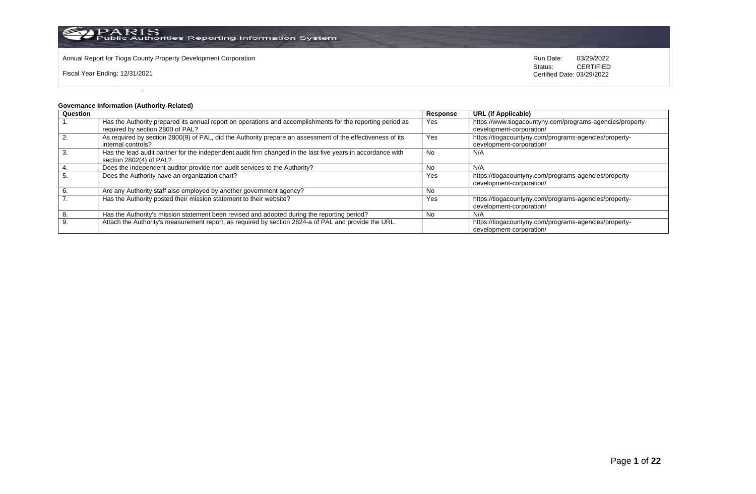Annual Report for Tioga County Property Development Corporation

Fiscal Year Ending: 12/31/2021

Run Date: 03/29/2022
Status: CERTIFIED
Certified Date: 03/29/2022

**Governance Information (Authority-Related)**

| Question | | Response | URL (if Applicable) |
|---|---|---|---|
| 1. | Has the Authority prepared its annual report on operations and accomplishments for the reporting period as required by section 2800 of PAL? | Yes | https://www.tiogacountyny.com/programs-agencies/property-development-corporation/ |
| 2. | As required by section 2800(9) of PAL, did the Authority prepare an assessment of the effectiveness of its internal controls? | Yes | https://tiogacountyny.com/programs-agencies/property-development-corporation/ |
| 3. | Has the lead audit partner for the independent audit firm changed in the last five years in accordance with section 2802(4) of PAL? | No | N/A |
| 4. | Does the independent auditor provide non-audit services to the Authority? | No | N/A |
| 5. | Does the Authority have an organization chart? | Yes | https://tiogacountyny.com/programs-agencies/property-development-corporation/ |
| 6. | Are any Authority staff also employed by another government agency? | No | |
| 7. | Has the Authority posted their mission statement to their website? | Yes | https://tiogacountyny.com/programs-agencies/property-development-corporation/ |
| 8. | Has the Authority's mission statement been revised and adopted during the reporting period? | No | N/A |
| 9. | Attach the Authority's measurement report, as required by section 2824-a of PAL and provide the URL. | | https://tiogacountyny.com/programs-agencies/property-development-corporation/ |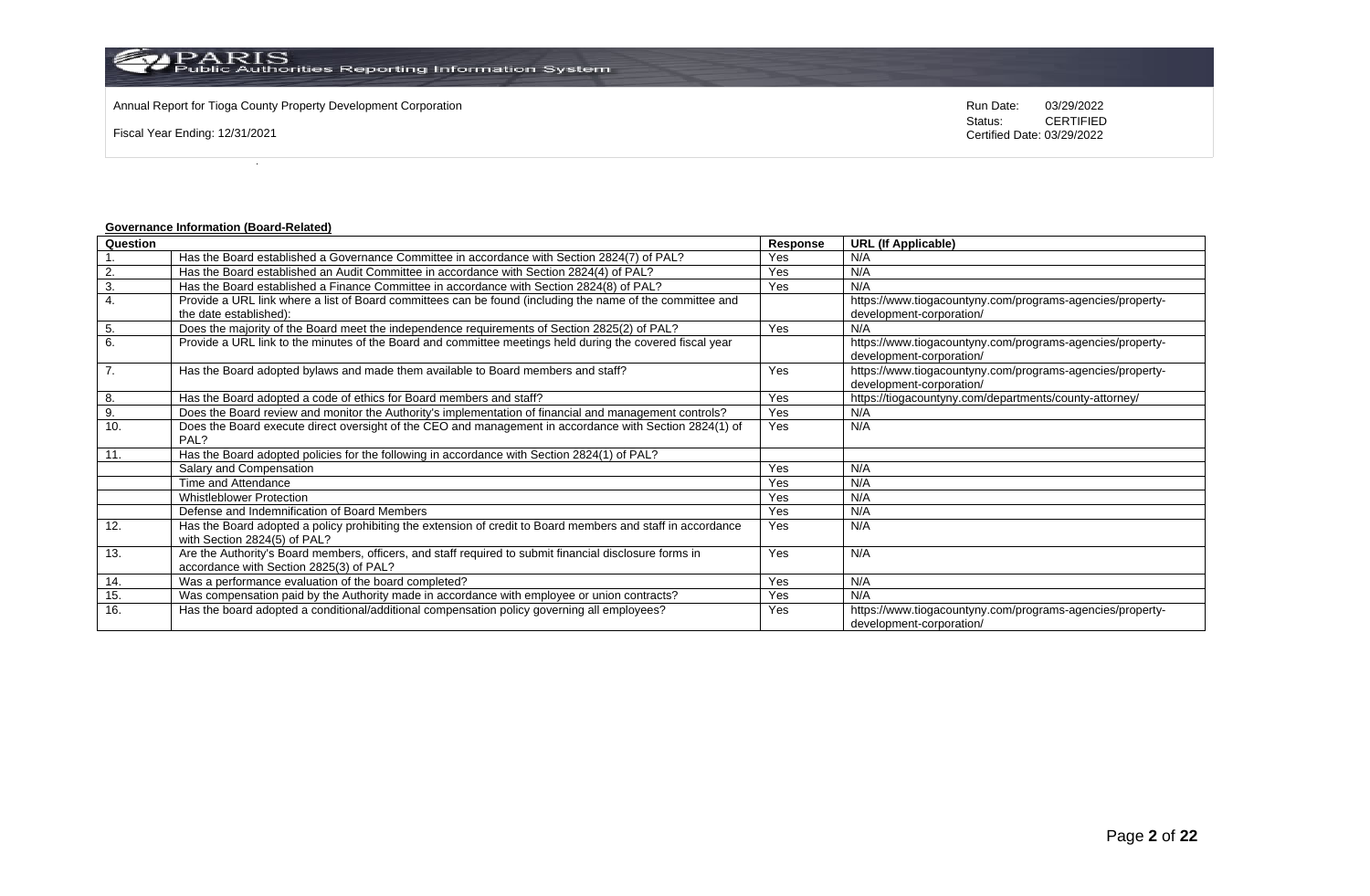Annual Report for Tioga County Property Development Corporation

Fiscal Year Ending: 12/31/2021

Run Date: 03/29/2022
Status: CERTIFIED
Certified Date: 03/29/2022

**Governance Information (Board-Related)**

| Question | | Response | URL (If Applicable) |
|---|---|---|---|
| 1. | Has the Board established a Governance Committee in accordance with Section 2824(7) of PAL? | Yes | N/A |
| 2. | Has the Board established an Audit Committee in accordance with Section 2824(4) of PAL? | Yes | N/A |
| 3. | Has the Board established a Finance Committee in accordance with Section 2824(8) of PAL? | Yes | N/A |
| 4. | Provide a URL link where a list of Board committees can be found (including the name of the committee and the date established): | | https://www.tiogacountyny.com/programs-agencies/property-development-corporation/ |
| 5. | Does the majority of the Board meet the independence requirements of Section 2825(2) of PAL? | Yes | N/A |
| 6. | Provide a URL link to the minutes of the Board and committee meetings held during the covered fiscal year | | https://www.tiogacountyny.com/programs-agencies/property-development-corporation/ |
| 7. | Has the Board adopted bylaws and made them available to Board members and staff? | Yes | https://www.tiogacountyny.com/programs-agencies/property-development-corporation/ |
| 8. | Has the Board adopted a code of ethics for Board members and staff? | Yes | https://tiogacountyny.com/departments/county-attorney/ |
| 9. | Does the Board review and monitor the Authority's implementation of financial and management controls? | Yes | N/A |
| 10. | Does the Board execute direct oversight of the CEO and management in accordance with Section 2824(1) of PAL? | Yes | N/A |
| 11. | Has the Board adopted policies for the following in accordance with Section 2824(1) of PAL? | | |
| | Salary and Compensation | Yes | N/A |
| | Time and Attendance | Yes | N/A |
| | Whistleblower Protection | Yes | N/A |
| | Defense and Indemnification of Board Members | Yes | N/A |
| 12. | Has the Board adopted a policy prohibiting the extension of credit to Board members and staff in accordance with Section 2824(5) of PAL? | Yes | N/A |
| 13. | Are the Authority's Board members, officers, and staff required to submit financial disclosure forms in accordance with Section 2825(3) of PAL? | Yes | N/A |
| 14. | Was a performance evaluation of the board completed? | Yes | N/A |
| 15. | Was compensation paid by the Authority made in accordance with employee or union contracts? | Yes | N/A |
| 16. | Has the board adopted a conditional/additional compensation policy governing all employees? | Yes | https://www.tiogacountyny.com/programs-agencies/property-development-corporation/ |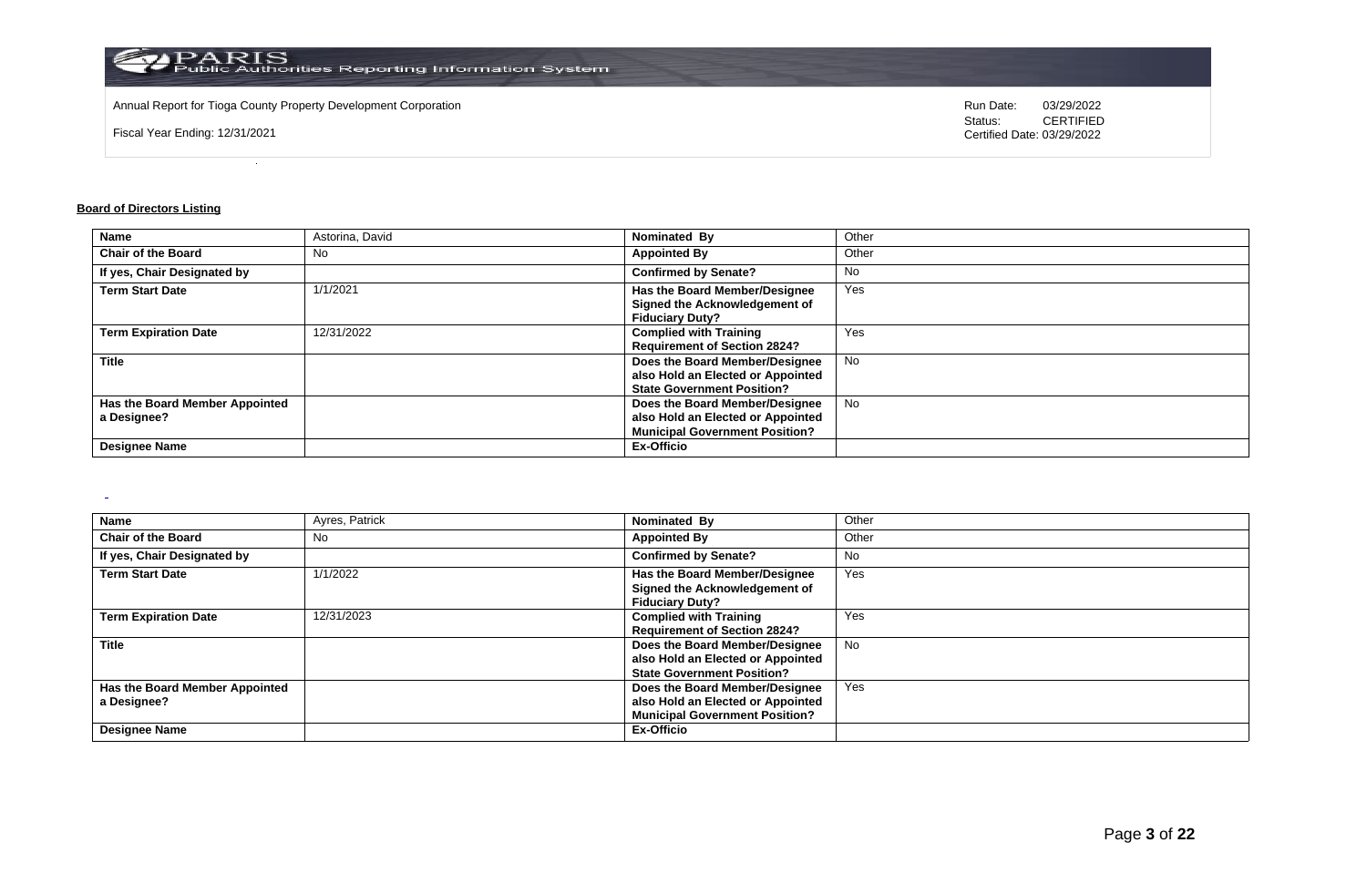Annual Report for Tioga County Property Development Corporation

Fiscal Year Ending: 12/31/2021

Run Date: 03/29/2022
Status: CERTIFIED
Certified Date: 03/29/2022

**Board of Directors Listing**

| **Name** | Astorina, David | **Nominated By** | Other |
|---|---|---|---|
| **Chair of the Board** | No | **Appointed By** | Other |
| **If yes, Chair Designated by** | | **Confirmed by Senate?** | No |
| **Term Start Date** | 1/1/2021 | **Has the Board Member/Designee Signed the Acknowledgement of Fiduciary Duty?** | Yes |
| **Term Expiration Date** | 12/31/2022 | **Complied with Training Requirement of Section 2824?** | Yes |
| **Title** | | **Does the Board Member/Designee also Hold an Elected or Appointed State Government Position?** | No |
| **Has the Board Member Appointed a Designee?** | | **Does the Board Member/Designee also Hold an Elected or Appointed Municipal Government Position?** | No |
| **Designee Name** | | **Ex-Officio** | |

| **Name** | Ayres, Patrick | **Nominated By** | Other |
|---|---|---|---|
| **Chair of the Board** | No | **Appointed By** | Other |
| **If yes, Chair Designated by** | | **Confirmed by Senate?** | No |
| **Term Start Date** | 1/1/2022 | **Has the Board Member/Designee Signed the Acknowledgement of Fiduciary Duty?** | Yes |
| **Term Expiration Date** | 12/31/2023 | **Complied with Training Requirement of Section 2824?** | Yes |
| **Title** | | **Does the Board Member/Designee also Hold an Elected or Appointed State Government Position?** | No |
| **Has the Board Member Appointed a Designee?** | | **Does the Board Member/Designee also Hold an Elected or Appointed Municipal Government Position?** | Yes |
| **Designee Name** | | **Ex-Officio** | |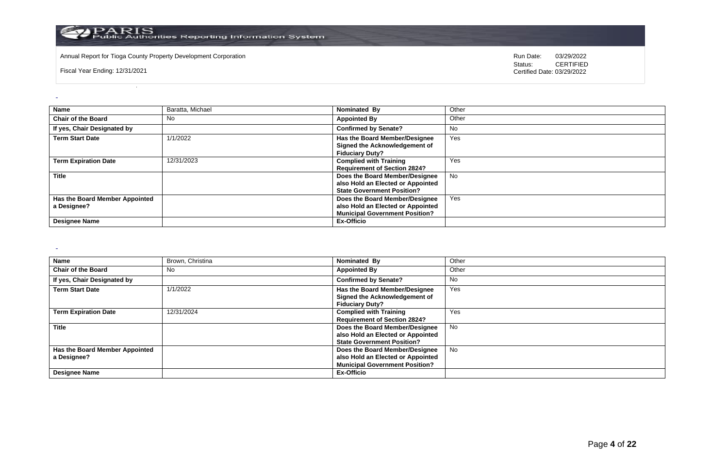| Name | Baratta, Michael | Nominated By | Other |
|---|---|---|---|
| Chair of the Board | No | Appointed By | Other |
| If yes, Chair Designated by | | Confirmed by Senate? | No |
| Term Start Date | 1/1/2022 | Has the Board Member/Designee Signed the Acknowledgement of Fiduciary Duty? | Yes |
| Term Expiration Date | 12/31/2023 | Complied with Training Requirement of Section 2824? | Yes |
| Title | | Does the Board Member/Designee also Hold an Elected or Appointed State Government Position? | No |
| Has the Board Member Appointed a Designee? | | Does the Board Member/Designee also Hold an Elected or Appointed Municipal Government Position? | Yes |
| Designee Name | | Ex-Officio | |

| Name | Brown, Christina | Nominated By | Other |
|---|---|---|---|
| Chair of the Board | No | Appointed By | Other |
| If yes, Chair Designated by | | Confirmed by Senate? | No |
| Term Start Date | 1/1/2022 | Has the Board Member/Designee Signed the Acknowledgement of Fiduciary Duty? | Yes |
| Term Expiration Date | 12/31/2024 | Complied with Training Requirement of Section 2824? | Yes |
| Title | | Does the Board Member/Designee also Hold an Elected or Appointed State Government Position? | No |
| Has the Board Member Appointed a Designee? | | Does the Board Member/Designee also Hold an Elected or Appointed Municipal Government Position? | No |
| Designee Name | | Ex-Officio | |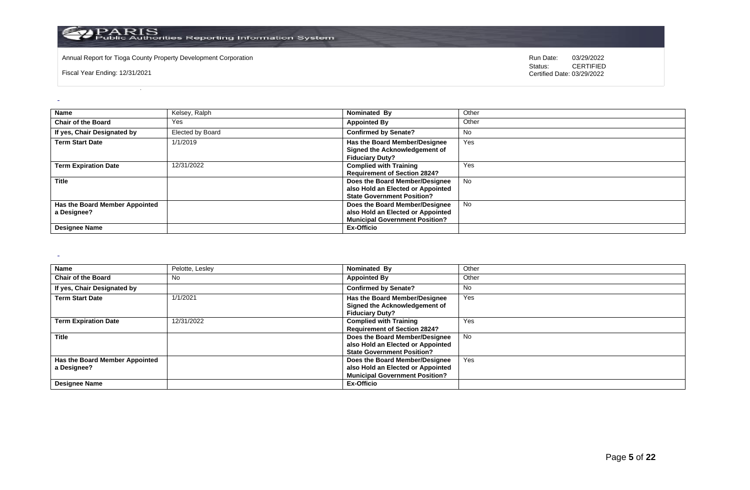| Name | Kelsey, Ralph | Nominated By | Other |
|---|---|---|---|
| Chair of the Board | Yes | Appointed By | Other |
| If yes, Chair Designated by | Elected by Board | Confirmed by Senate? | No |
| Term Start Date | 1/1/2019 | Has the Board Member/Designee Signed the Acknowledgement of Fiduciary Duty? | Yes |
| Term Expiration Date | 12/31/2022 | Complied with Training Requirement of Section 2824? | Yes |
| Title | | Does the Board Member/Designee also Hold an Elected or Appointed State Government Position? | No |
| Has the Board Member Appointed a Designee? | | Does the Board Member/Designee also Hold an Elected or Appointed Municipal Government Position? | No |
| Designee Name | | Ex-Officio | |

| Name | Pelotte, Lesley | Nominated By | Other |
|---|---|---|---|
| Chair of the Board | No | Appointed By | Other |
| If yes, Chair Designated by | | Confirmed by Senate? | No |
| Term Start Date | 1/1/2021 | Has the Board Member/Designee Signed the Acknowledgement of Fiduciary Duty? | Yes |
| Term Expiration Date | 12/31/2022 | Complied with Training Requirement of Section 2824? | Yes |
| Title | | Does the Board Member/Designee also Hold an Elected or Appointed State Government Position? | No |
| Has the Board Member Appointed a Designee? | | Does the Board Member/Designee also Hold an Elected or Appointed Municipal Government Position? | Yes |
| Designee Name | | Ex-Officio | |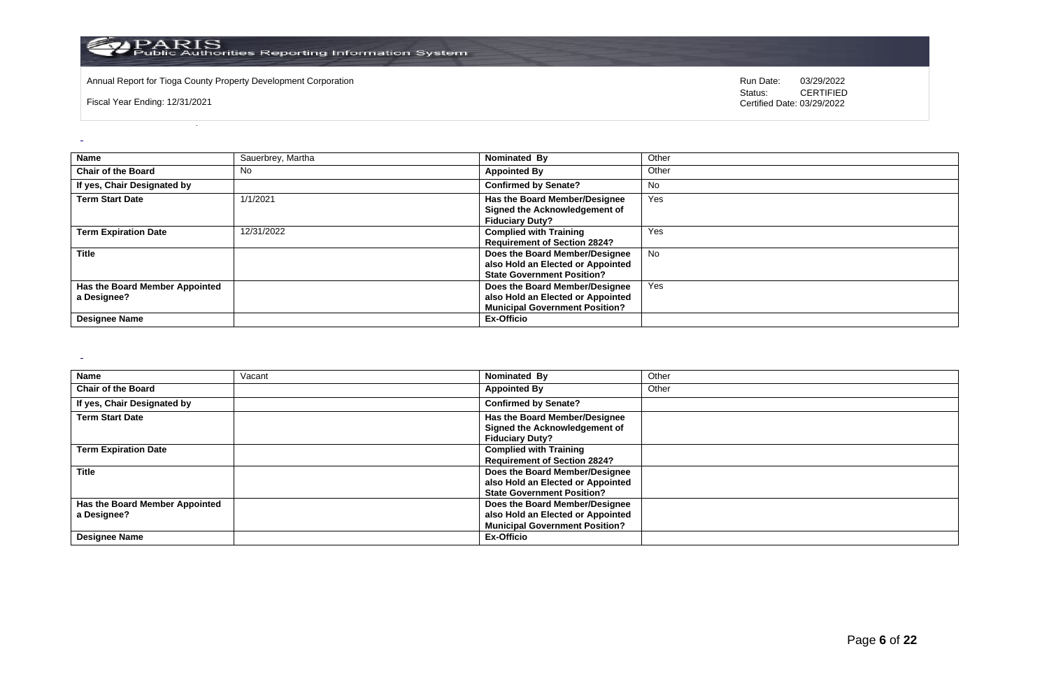| Name | Sauerbrey, Martha | Nominated By | Other |
| --- | --- | --- | --- |
| Chair of the Board | No | Appointed By | Other |
| If yes, Chair Designated by | | Confirmed by Senate? | No |
| Term Start Date | 1/1/2021 | Has the Board Member/Designee Signed the Acknowledgement of Fiduciary Duty? | Yes |
| Term Expiration Date | 12/31/2022 | Complied with Training Requirement of Section 2824? | Yes |
| Title | | Does the Board Member/Designee also Hold an Elected or Appointed State Government Position? | No |
| Has the Board Member Appointed a Designee? | | Does the Board Member/Designee also Hold an Elected or Appointed Municipal Government Position? | Yes |
| Designee Name | | Ex-Officio | |

| Name | Vacant | Nominated By | Other |
| --- | --- | --- | --- |
| Chair of the Board | | Appointed By | Other |
| If yes, Chair Designated by | | Confirmed by Senate? | |
| Term Start Date | | Has the Board Member/Designee Signed the Acknowledgement of Fiduciary Duty? | |
| Term Expiration Date | | Complied with Training Requirement of Section 2824? | |
| Title | | Does the Board Member/Designee also Hold an Elected or Appointed State Government Position? | |
| Has the Board Member Appointed a Designee? | | Does the Board Member/Designee also Hold an Elected or Appointed Municipal Government Position? | |
| Designee Name | | Ex-Officio | |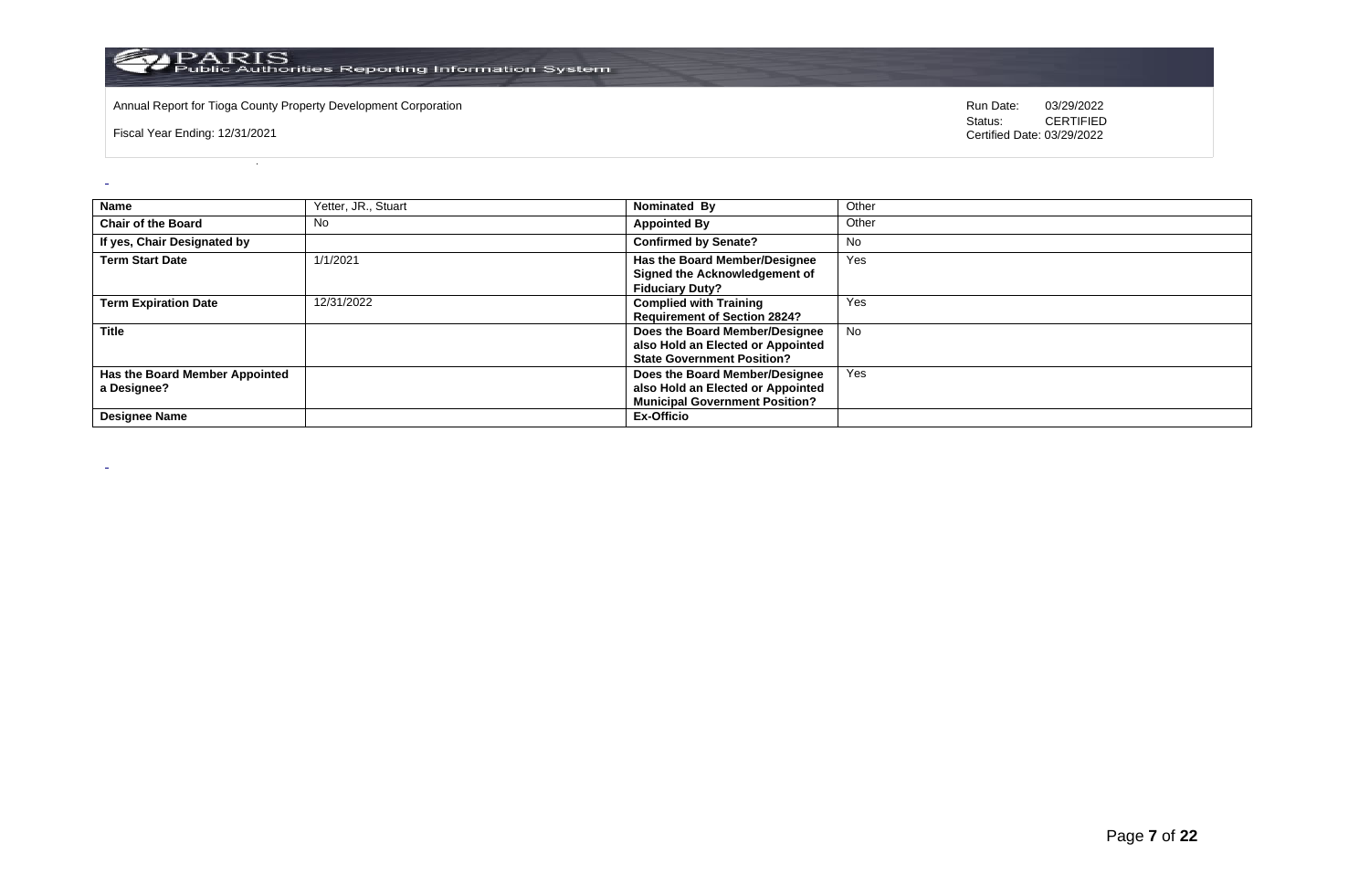Annual Report for Tioga County Property Development Corporation

Fiscal Year Ending: 12/31/2021

Run Date: 03/29/2022
Status: CERTIFIED
Certified Date: 03/29/2022

| Name | Yetter, JR., Stuart | Nominated By | Other |
|---|---|---|---|
| Chair of the Board | No | Appointed By | Other |
| If yes, Chair Designated by | | Confirmed by Senate? | No |
| Term Start Date | 1/1/2021 | Has the Board Member/Designee Signed the Acknowledgement of Fiduciary Duty? | Yes |
| Term Expiration Date | 12/31/2022 | Complied with Training Requirement of Section 2824? | Yes |
| Title | | Does the Board Member/Designee also Hold an Elected or Appointed State Government Position? | No |
| Has the Board Member Appointed a Designee? | | Does the Board Member/Designee also Hold an Elected or Appointed Municipal Government Position? | Yes |
| Designee Name | | Ex-Officio | |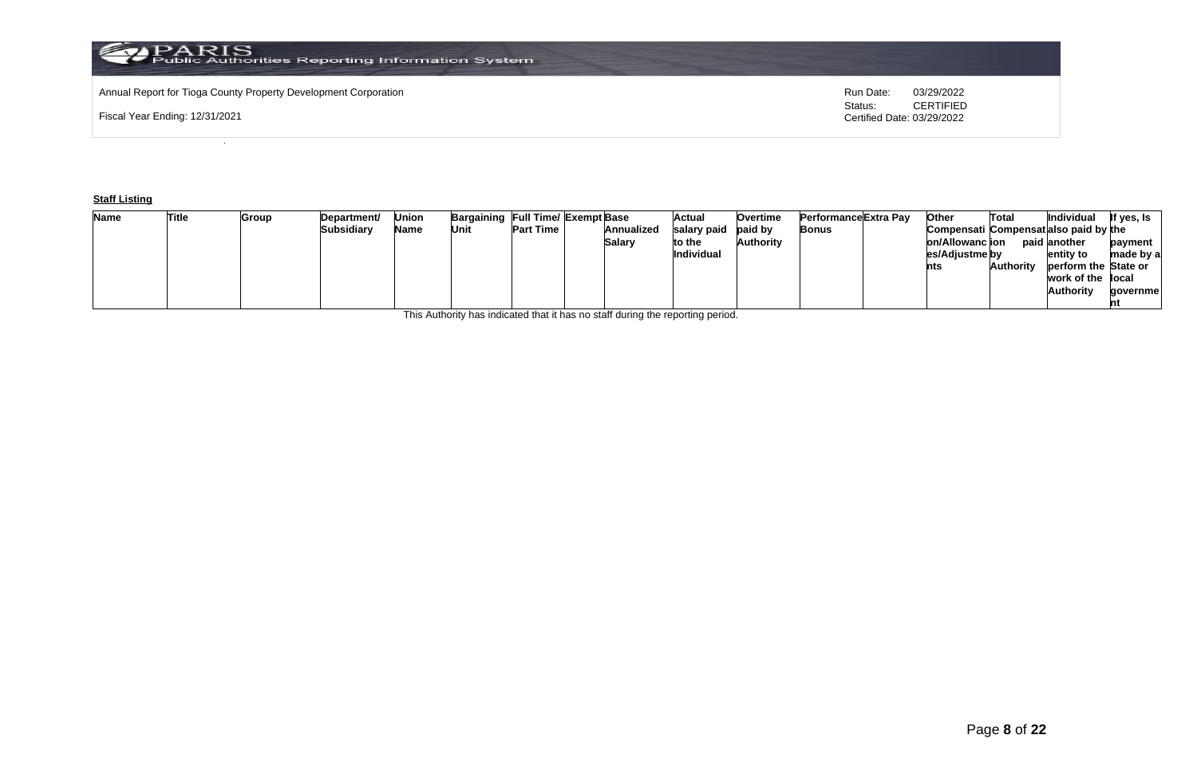Annual Report for Tioga County Property Development Corporation

Fiscal Year Ending: 12/31/2021

Run Date: 03/29/2022
Status: CERTIFIED
Certified Date: 03/29/2022

**Staff Listing**

| Name | Title | Group | Department/ Subsidiary | Union Name | Bargaining Unit | Full Time/ Part Time | Exempt | Base Annualized Salary | Actual salary paid to the Individual | Overtime paid by Authority | Performance Bonus | Extra Pay | Other Compensation/Allowances/Adjustments | Total Compensation paid by Authority | Individual also paid by another entity to perform the work of the Authority | If yes, Is the payment made by a State or local government |
|---|---|---|---|---|---|---|---|---|---|---|---|---|---|---|---|---|

This Authority has indicated that it has no staff during the reporting period.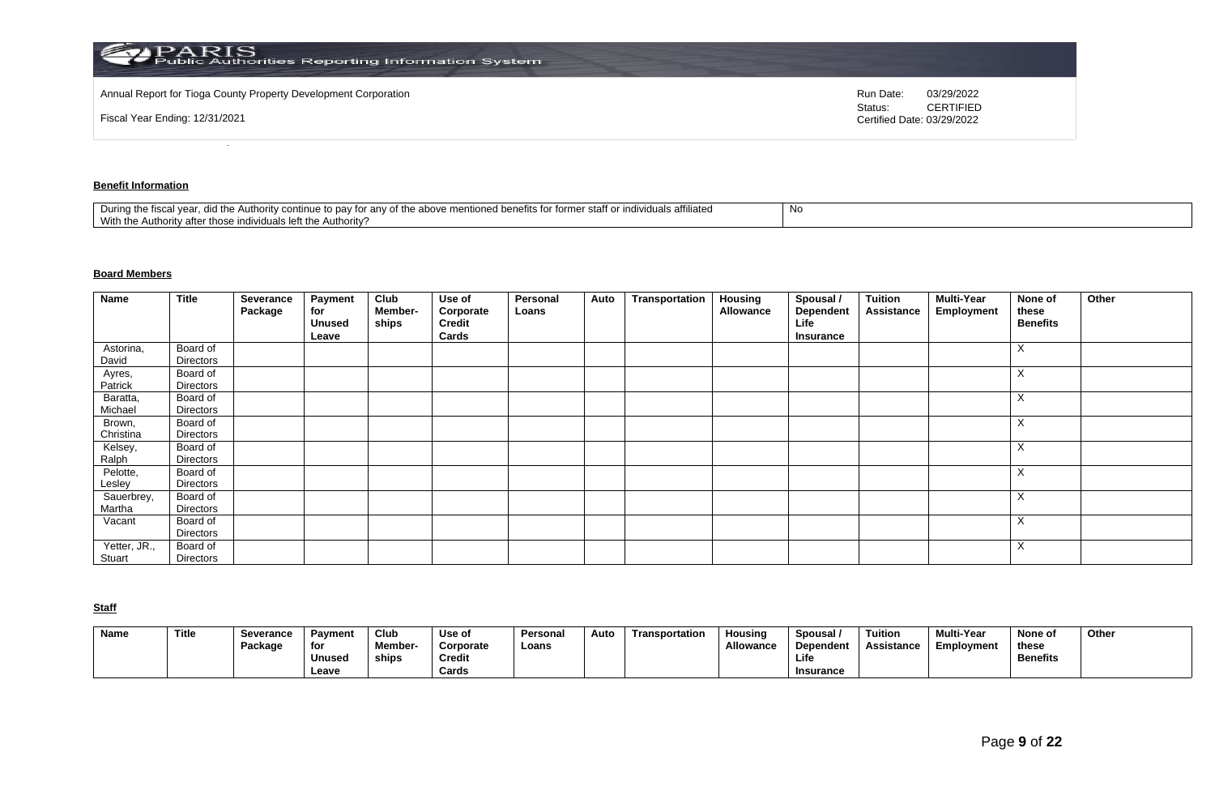## Benefit Information

| During the fiscal year, did the Authority continue to pay for any of the above mentioned benefits for former staff or individuals affiliated With the Authority after those individuals left the Authority? | No |
|---|---|

## Board Members

| Name | Title | Severance Package | Payment for Unused Leave | Club Member-ships | Use of Corporate Credit Cards | Personal Loans | Auto | Transportation | Housing Allowance | Spousal / Dependent Life Insurance | Tuition Assistance | Multi-Year Employment | None of these Benefits | Other |
|---|---|---|---|---|---|---|---|---|---|---|---|---|---|---|
| Astorina, David | Board of Directors | | | | | | | | | | | | X | |
| Ayres, Patrick | Board of Directors | | | | | | | | | | | | X | |
| Baratta, Michael | Board of Directors | | | | | | | | | | | | X | |
| Brown, Christina | Board of Directors | | | | | | | | | | | | X | |
| Kelsey, Ralph | Board of Directors | | | | | | | | | | | | X | |
| Pelotte, Lesley | Board of Directors | | | | | | | | | | | | X | |
| Sauerbrey, Martha | Board of Directors | | | | | | | | | | | | X | |
| Vacant | Board of Directors | | | | | | | | | | | | X | |
| Yetter, JR., Stuart | Board of Directors | | | | | | | | | | | | X | |

## Staff

| Name | Title | Severance Package | Payment for Unused Leave | Club Member-ships | Use of Corporate Credit Cards | Personal Loans | Auto | Transportation | Housing Allowance | Spousal / Dependent Life Insurance | Tuition Assistance | Multi-Year Employment | None of these Benefits | Other |
|---|---|---|---|---|---|---|---|---|---|---|---|---|---|---|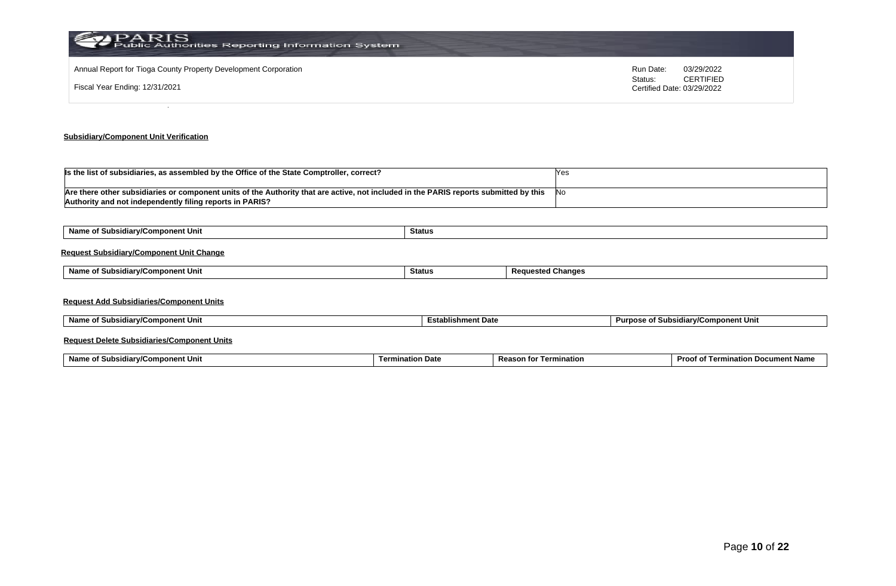Annual Report for Tioga County Property Development Corporation

Fiscal Year Ending: 12/31/2021

Run Date: 03/29/2022
Status: CERTIFIED
Certified Date: 03/29/2022

**Subsidiary/Component Unit Verification**

| Is the list of subsidiaries, as assembled by the Office of the State Comptroller, correct? | Yes |
|---|---|
| Are there other subsidiaries or component units of the Authority that are active, not included in the PARIS reports submitted by this Authority and not independently filing reports in PARIS? | No |

| Name of Subsidiary/Component Unit | Status |
|---|---|

**Request Subsidiary/Component Unit Change**

| Name of Subsidiary/Component Unit | Status | Requested Changes |
|---|---|---|

**Request Add Subsidiaries/Component Units**

| Name of Subsidiary/Component Unit | Establishment Date | Purpose of Subsidiary/Component Unit |
|---|---|---|

**Request Delete Subsidiaries/Component Units**

| Name of Subsidiary/Component Unit | Termination Date | Reason for Termination | Proof of Termination Document Name |
|---|---|---|---|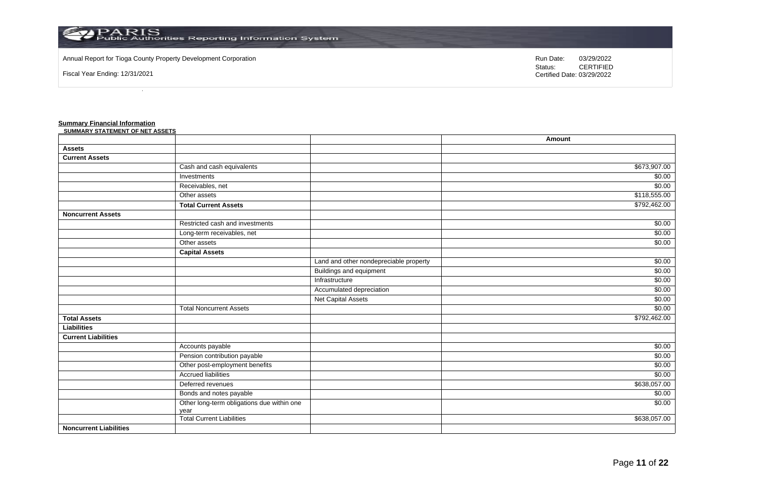Annual Report for Tioga County Property Development Corporation

Fiscal Year Ending: 12/31/2021

Run Date: 03/29/2022
Status: CERTIFIED
Certified Date: 03/29/2022

## Summary Financial Information

**SUMMARY STATEMENT OF NET ASSETS**

| | | | Amount |
|---|---|---|---|
| **Assets** | | | |
| **Current Assets** | | | |
| | Cash and cash equivalents | | $673,907.00 |
| | Investments | | $0.00 |
| | Receivables, net | | $0.00 |
| | Other assets | | $118,555.00 |
| | **Total Current Assets** | | $792,462.00 |
| **Noncurrent Assets** | | | |
| | Restricted cash and investments | | $0.00 |
| | Long-term receivables, net | | $0.00 |
| | Other assets | | $0.00 |
| | **Capital Assets** | | |
| | | Land and other nondepreciable property | $0.00 |
| | | Buildings and equipment | $0.00 |
| | | Infrastructure | $0.00 |
| | | Accumulated depreciation | $0.00 |
| | | Net Capital Assets | $0.00 |
| | Total Noncurrent Assets | | $0.00 |
| **Total Assets** | | | $792,462.00 |
| **Liabilities** | | | |
| **Current Liabilities** | | | |
| | Accounts payable | | $0.00 |
| | Pension contribution payable | | $0.00 |
| | Other post-employment benefits | | $0.00 |
| | Accrued liabilities | | $0.00 |
| | Deferred revenues | | $638,057.00 |
| | Bonds and notes payable | | $0.00 |
| | Other long-term obligations due within one year | | $0.00 |
| | Total Current Liabilities | | $638,057.00 |
| **Noncurrent Liabilities** | | | |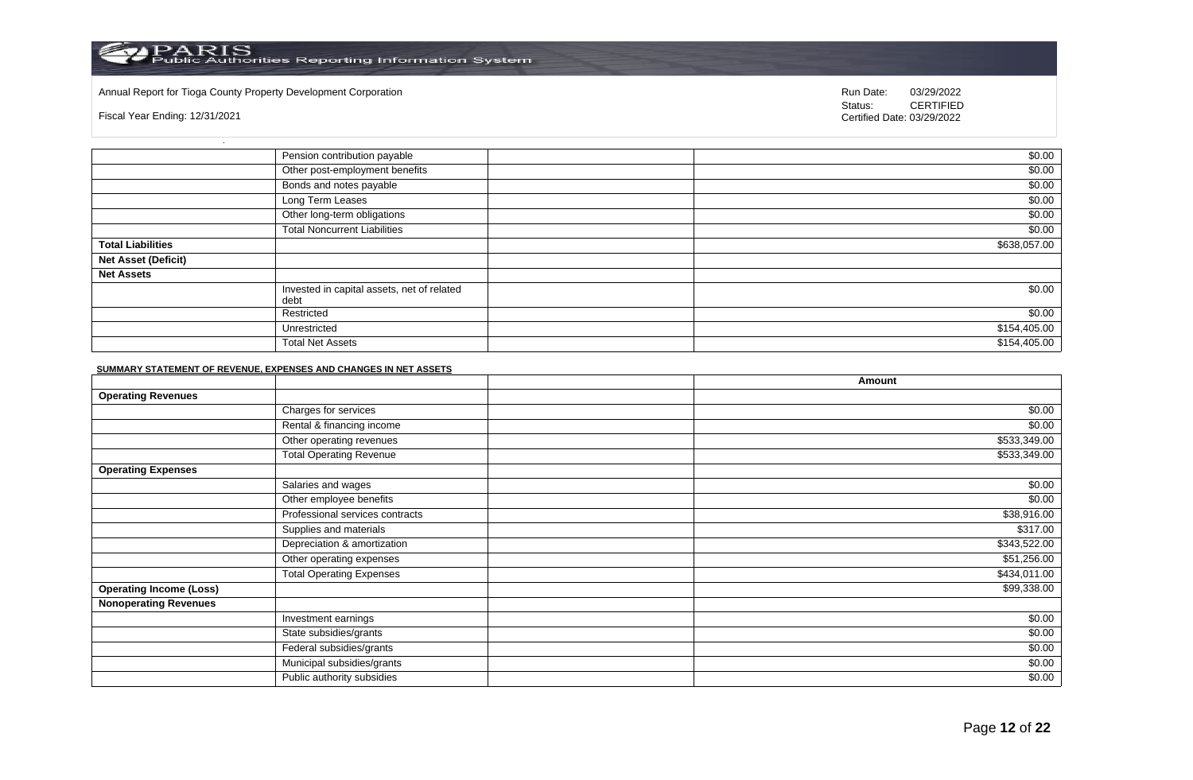Annual Report for Tioga County Property Development Corporation

Fiscal Year Ending: 12/31/2021

Run Date: 03/29/2022
Status: CERTIFIED
Certified Date: 03/29/2022

| | | | |
|---|---|---|---|
| | Pension contribution payable | | $0.00 |
| | Other post-employment benefits | | $0.00 |
| | Bonds and notes payable | | $0.00 |
| | Long Term Leases | | $0.00 |
| | Other long-term obligations | | $0.00 |
| | Total Noncurrent Liabilities | | $0.00 |
| **Total Liabilities** | | | $638,057.00 |
| **Net Asset (Deficit)** | | | |
| **Net Assets** | | | |
| | Invested in capital assets, net of related debt | | $0.00 |
| | Restricted | | $0.00 |
| | Unrestricted | | $154,405.00 |
| | Total Net Assets | | $154,405.00 |

**SUMMARY STATEMENT OF REVENUE, EXPENSES AND CHANGES IN NET ASSETS**

| | | | Amount |
|---|---|---|---|
| **Operating Revenues** | | | |
| | Charges for services | | $0.00 |
| | Rental & financing income | | $0.00 |
| | Other operating revenues | | $533,349.00 |
| | Total Operating Revenue | | $533,349.00 |
| **Operating Expenses** | | | |
| | Salaries and wages | | $0.00 |
| | Other employee benefits | | $0.00 |
| | Professional services contracts | | $38,916.00 |
| | Supplies and materials | | $317.00 |
| | Depreciation & amortization | | $343,522.00 |
| | Other operating expenses | | $51,256.00 |
| | Total Operating Expenses | | $434,011.00 |
| **Operating Income (Loss)** | | | $99,338.00 |
| **Nonoperating Revenues** | | | |
| | Investment earnings | | $0.00 |
| | State subsidies/grants | | $0.00 |
| | Federal subsidies/grants | | $0.00 |
| | Municipal subsidies/grants | | $0.00 |
| | Public authority subsidies | | $0.00 |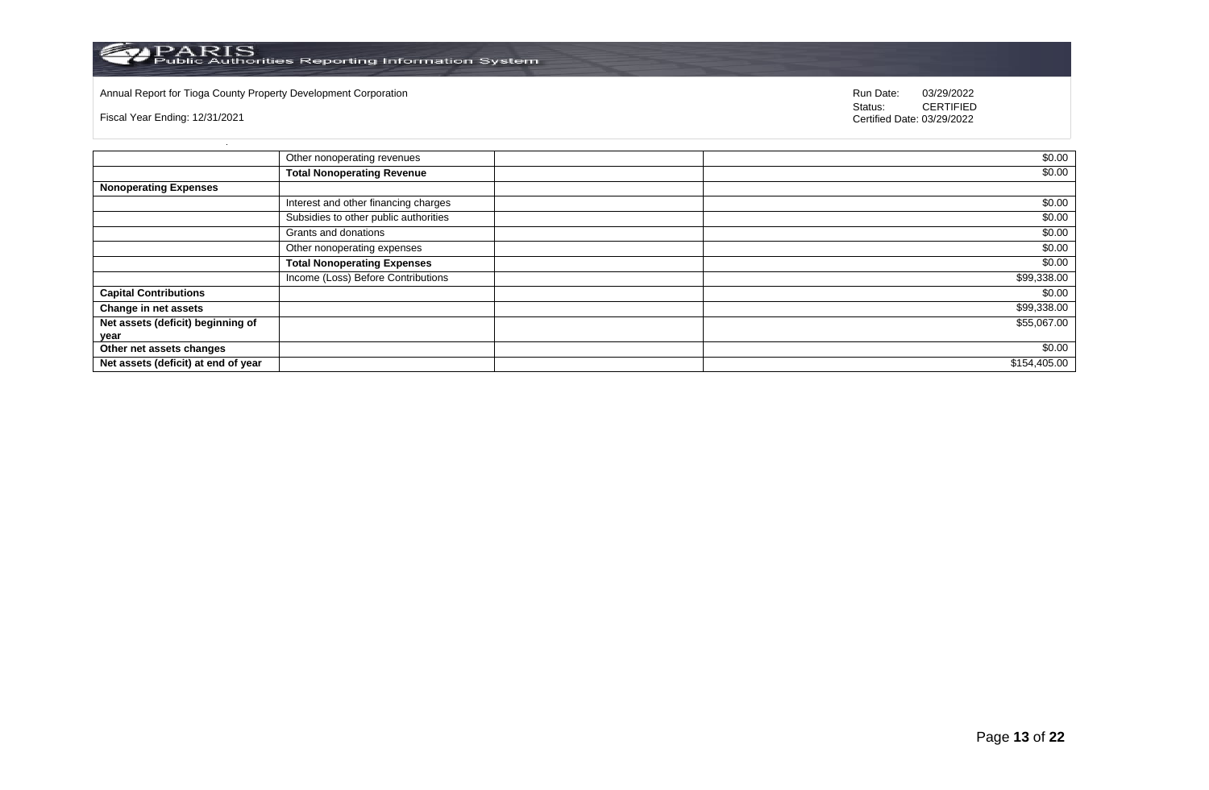Annual Report for Tioga County Property Development Corporation

Fiscal Year Ending: 12/31/2021

Run Date: 03/29/2022
Status: CERTIFIED
Certified Date: 03/29/2022

| | | | |
|---|---|---|---|
| | Other nonoperating revenues | | $0.00 |
| | **Total Nonoperating Revenue** | | $0.00 |
| **Nonoperating Expenses** | | | |
| | Interest and other financing charges | | $0.00 |
| | Subsidies to other public authorities | | $0.00 |
| | Grants and donations | | $0.00 |
| | Other nonoperating expenses | | $0.00 |
| | **Total Nonoperating Expenses** | | $0.00 |
| | Income (Loss) Before Contributions | | $99,338.00 |
| **Capital Contributions** | | | $0.00 |
| **Change in net assets** | | | $99,338.00 |
| **Net assets (deficit) beginning of year** | | | $55,067.00 |
| **Other net assets changes** | | | $0.00 |
| **Net assets (deficit) at end of year** | | | $154,405.00 |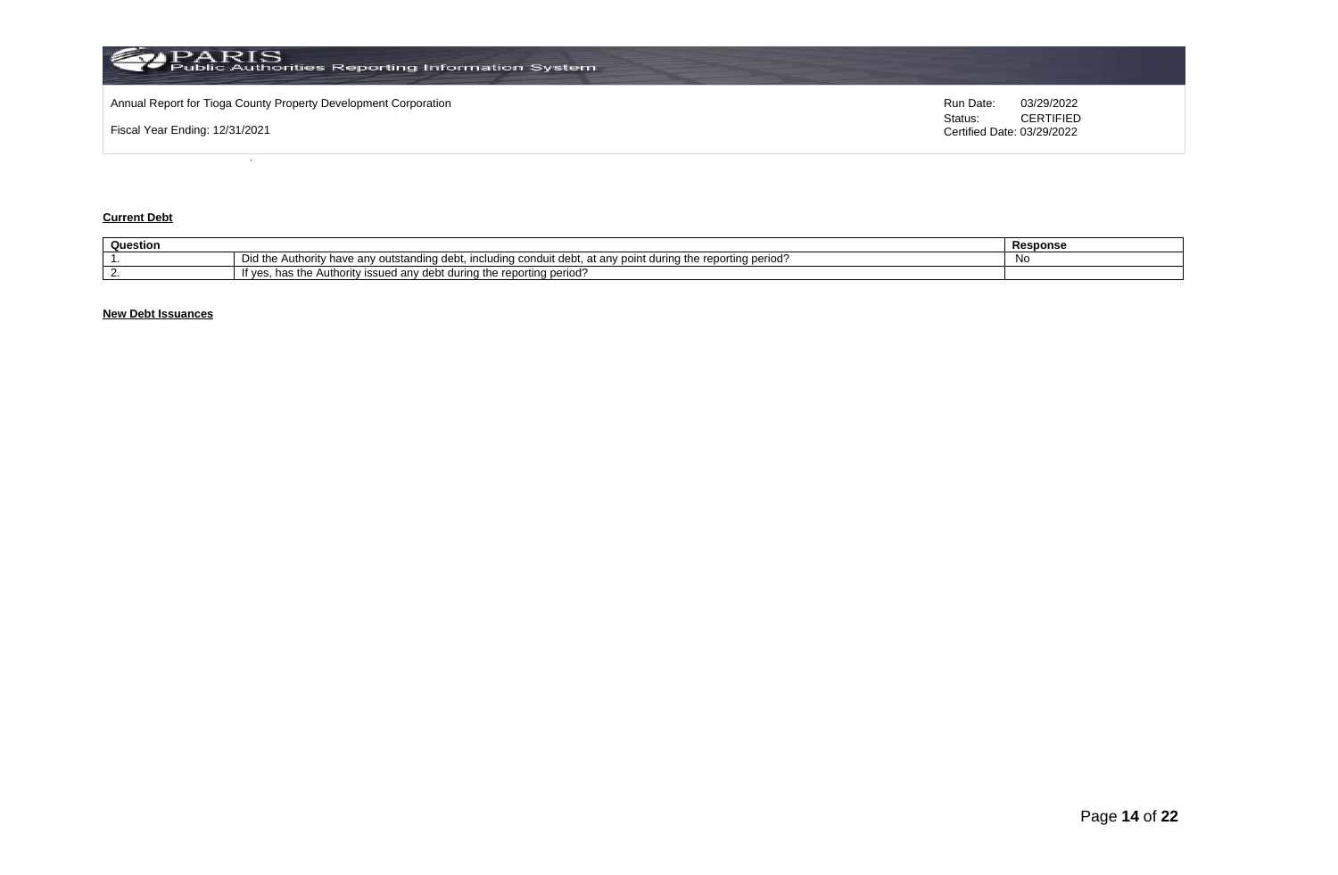**Current Debt**

| Question | | Response |
|---|---|---|
| 1. | Did the Authority have any outstanding debt, including conduit debt, at any point during the reporting period? | No |
| 2. | If yes, has the Authority issued any debt during the reporting period? | |

**New Debt Issuances**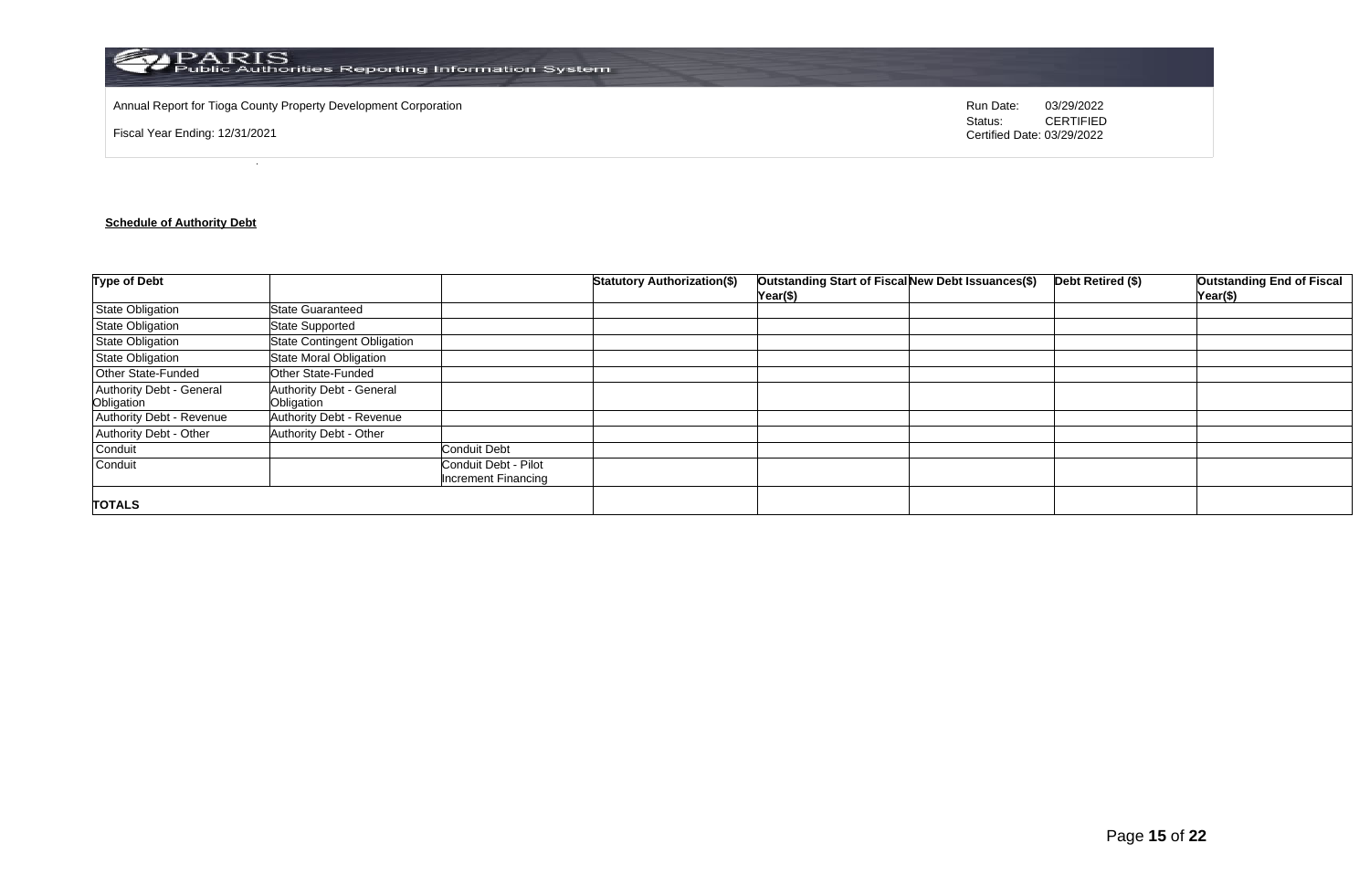Annual Report for Tioga County Property Development Corporation

Fiscal Year Ending: 12/31/2021

Run Date: 03/29/2022
Status: CERTIFIED
Certified Date: 03/29/2022

**Schedule of Authority Debt**

| Type of Debt | | | Statutory Authorization($) | Outstanding Start of Fiscal Year($) | New Debt Issuances($) | Debt Retired ($) | Outstanding End of Fiscal Year($) |
|---|---|---|---|---|---|---|---|
| State Obligation | State Guaranteed | | | | | | |
| State Obligation | State Supported | | | | | | |
| State Obligation | State Contingent Obligation | | | | | | |
| State Obligation | State Moral Obligation | | | | | | |
| Other State-Funded | Other State-Funded | | | | | | |
| Authority Debt - General Obligation | Authority Debt - General Obligation | | | | | | |
| Authority Debt - Revenue | Authority Debt - Revenue | | | | | | |
| Authority Debt - Other | Authority Debt - Other | | | | | | |
| Conduit | | Conduit Debt | | | | | |
| Conduit | | Conduit Debt - Pilot Increment Financing | | | | | |
| **TOTALS** | | | | | | | |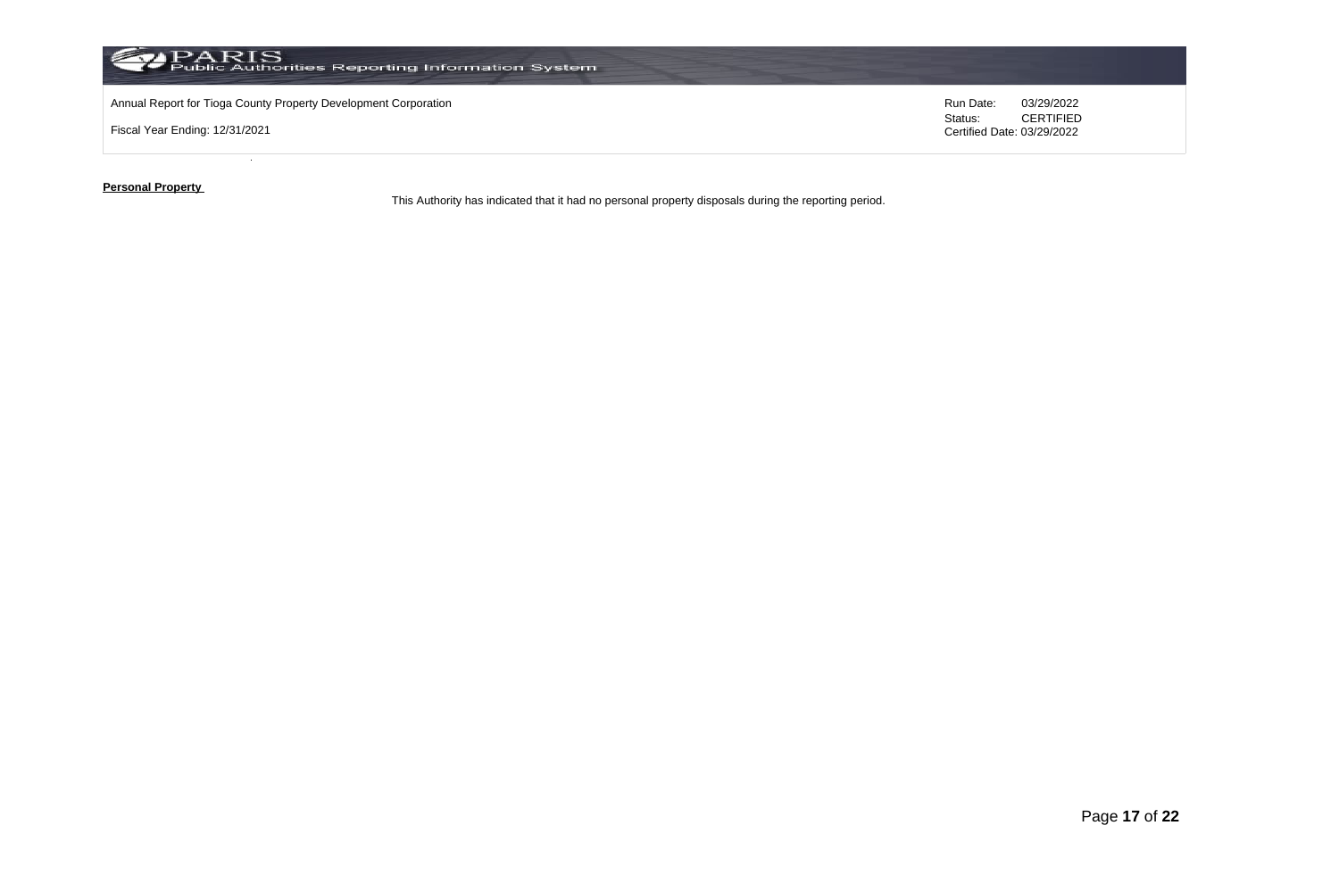Annual Report for Tioga County Property Development Corporation

Fiscal Year Ending: 12/31/2021

Run Date: 03/29/2022
Status: CERTIFIED
Certified Date: 03/29/2022

**Personal Property**

This Authority has indicated that it had no personal property disposals during the reporting period.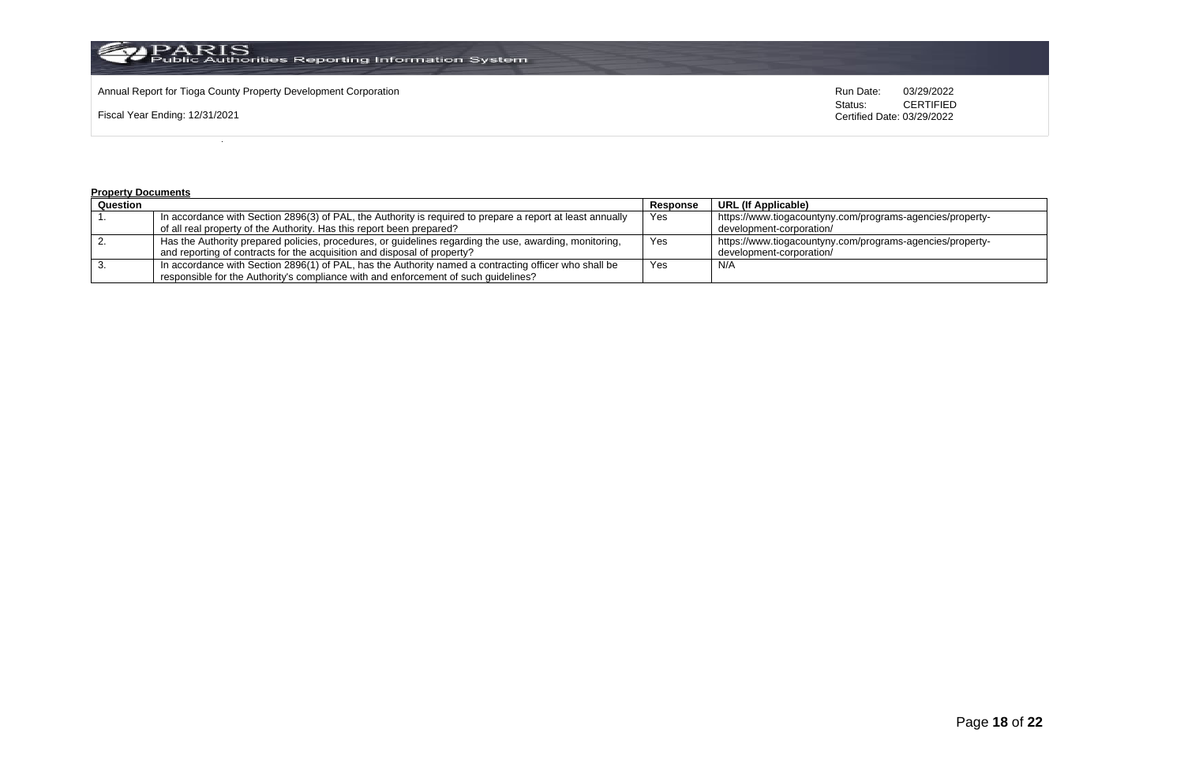Annual Report for Tioga County Property Development Corporation

Fiscal Year Ending: 12/31/2021

Run Date: 03/29/2022
Status: CERTIFIED
Certified Date: 03/29/2022

**Property Documents**

| Question | | Response | URL (If Applicable) |
|---|---|---|---|
| 1. | In accordance with Section 2896(3) of PAL, the Authority is required to prepare a report at least annually of all real property of the Authority. Has this report been prepared? | Yes | https://www.tiogacountyny.com/programs-agencies/property-development-corporation/ |
| 2. | Has the Authority prepared policies, procedures, or guidelines regarding the use, awarding, monitoring, and reporting of contracts for the acquisition and disposal of property? | Yes | https://www.tiogacountyny.com/programs-agencies/property-development-corporation/ |
| 3. | In accordance with Section 2896(1) of PAL, has the Authority named a contracting officer who shall be responsible for the Authority's compliance with and enforcement of such guidelines? | Yes | N/A |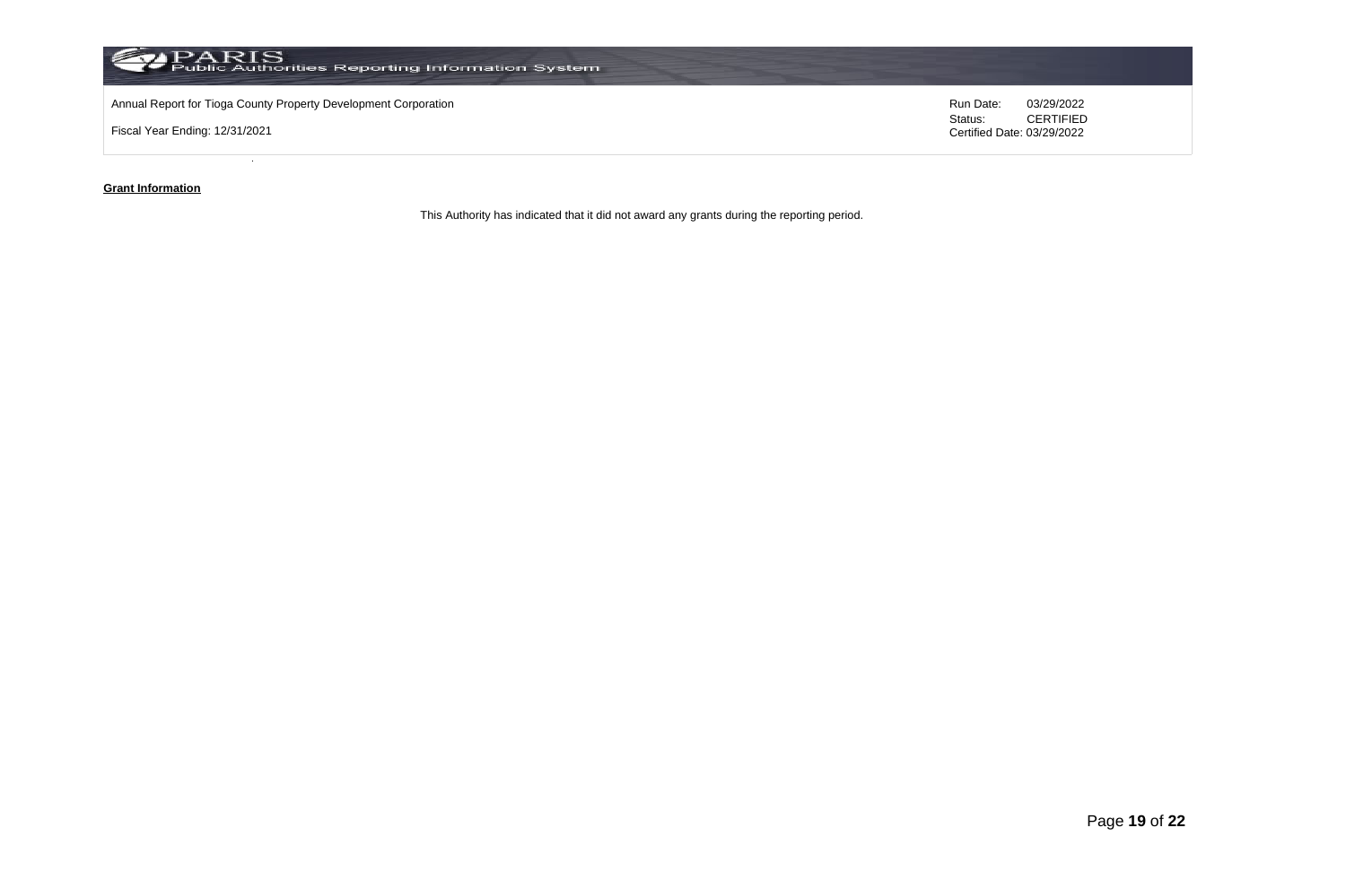Annual Report for Tioga County Property Development Corporation

Fiscal Year Ending: 12/31/2021

Run Date: 03/29/2022
Status: CERTIFIED
Certified Date: 03/29/2022

**Grant Information**

This Authority has indicated that it did not award any grants during the reporting period.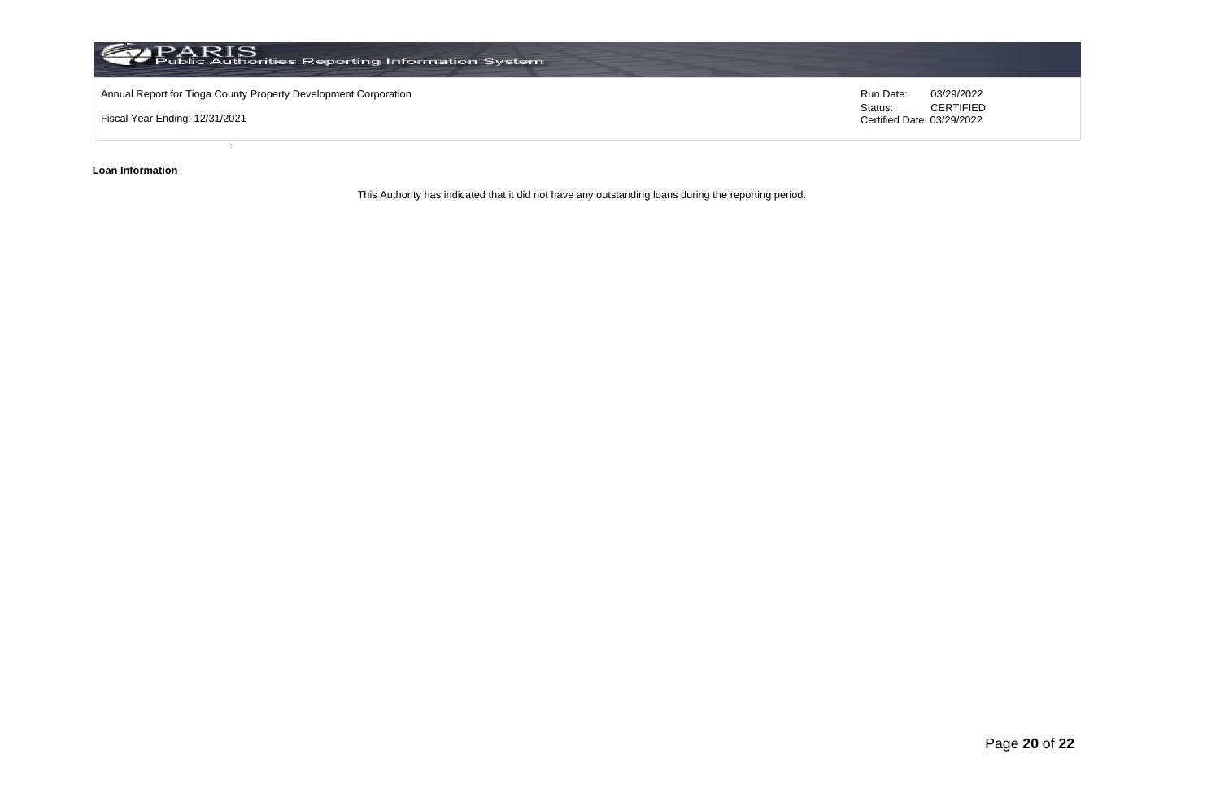Annual Report for Tioga County Property Development Corporation

Fiscal Year Ending: 12/31/2021

Run Date: 03/29/2022
Status: CERTIFIED
Certified Date: 03/29/2022

**Loan Information**

This Authority has indicated that it did not have any outstanding loans during the reporting period.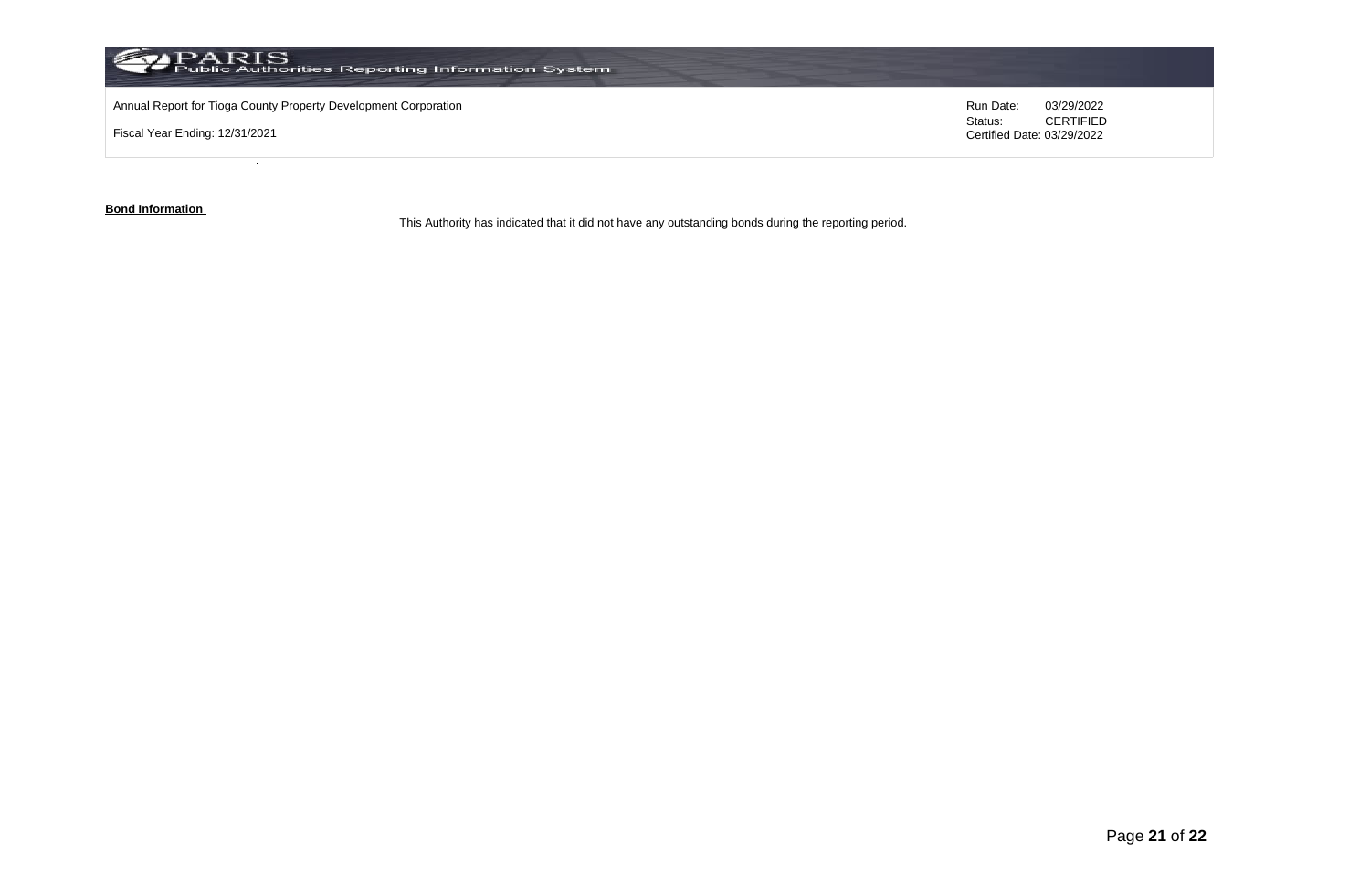**Bond Information**

This Authority has indicated that it did not have any outstanding bonds during the reporting period.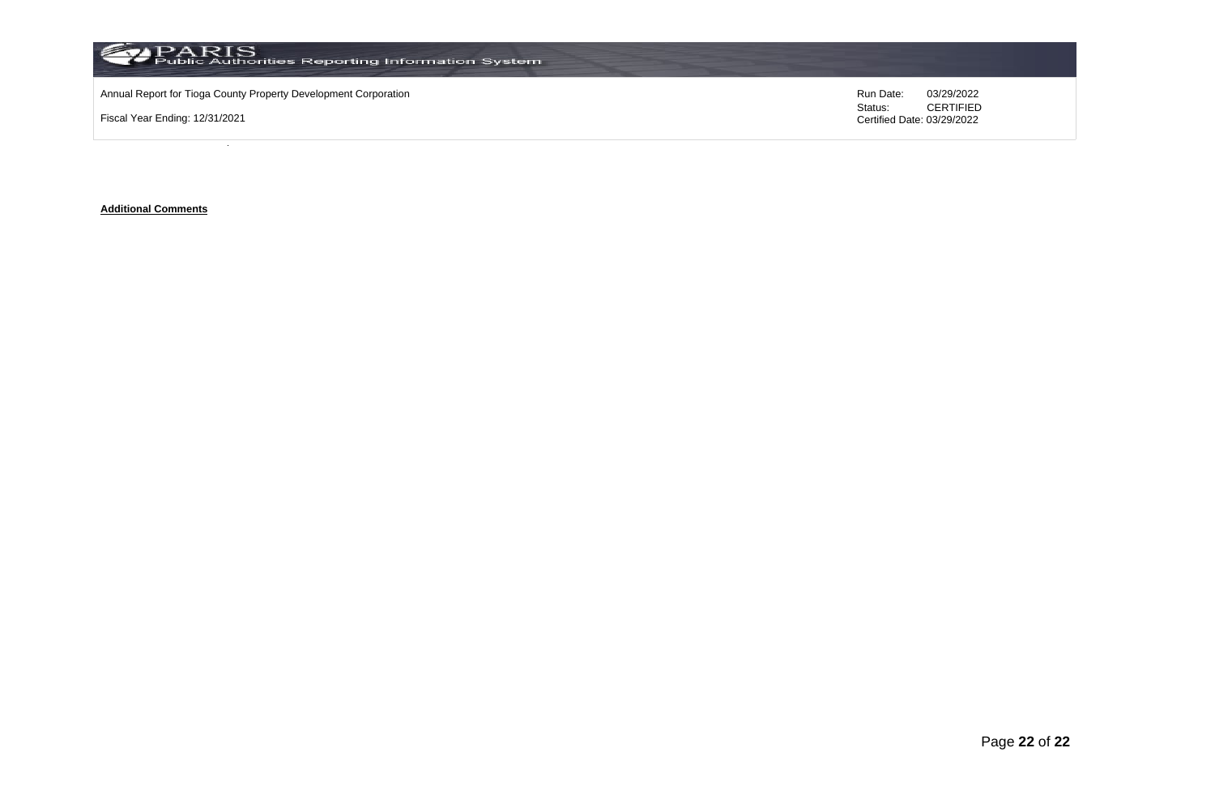**Additional Comments**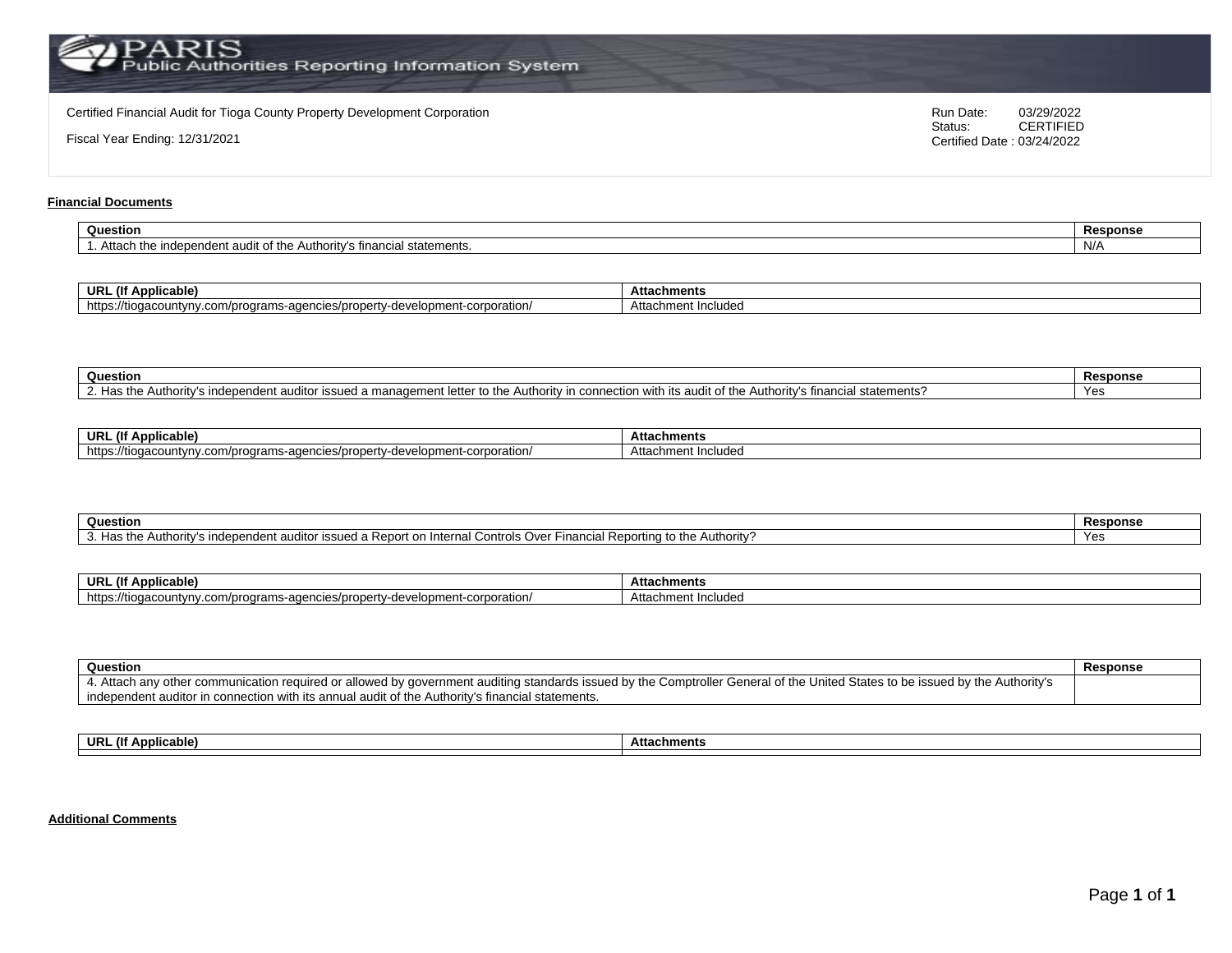PARIS Public Authorities Reporting Information System

Certified Financial Audit for Tioga County Property Development Corporation

Fiscal Year Ending: 12/31/2021

Run Date: 03/29/2022
Status: CERTIFIED
Certified Date : 03/24/2022

## Financial Documents

| Question | Response |
|---|---|
| 1. Attach the independent audit of the Authority's financial statements. | N/A |

| URL (If Applicable) | Attachments |
|---|---|
| https://tiogacountyny.com/programs-agencies/property-development-corporation/ | Attachment Included |

| Question | Response |
|---|---|
| 2. Has the Authority's independent auditor issued a management letter to the Authority in connection with its audit of the Authority's financial statements? | Yes |

| URL (If Applicable) | Attachments |
|---|---|
| https://tiogacountyny.com/programs-agencies/property-development-corporation/ | Attachment Included |

| Question | Response |
|---|---|
| 3. Has the Authority's independent auditor issued a Report on Internal Controls Over Financial Reporting to the Authority? | Yes |

| URL (If Applicable) | Attachments |
|---|---|
| https://tiogacountyny.com/programs-agencies/property-development-corporation/ | Attachment Included |

| Question | Response |
|---|---|
| 4. Attach any other communication required or allowed by government auditing standards issued by the Comptroller General of the United States to be issued by the Authority's independent auditor in connection with its annual audit of the Authority's financial statements. | |

| URL (If Applicable) | Attachments |
|---|---|
| | |

## Additional Comments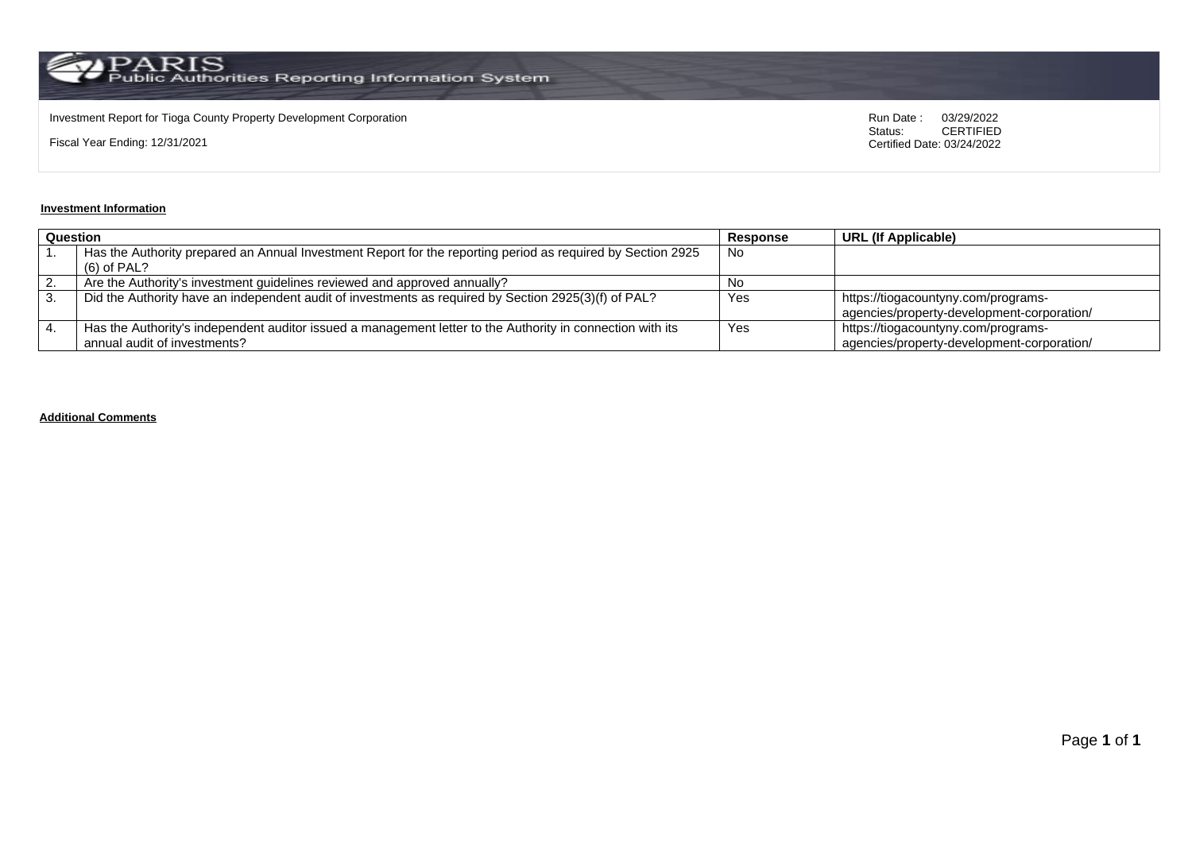Investment Report for Tioga County Property Development Corporation

Fiscal Year Ending: 12/31/2021

Run Date : 03/29/2022
Status: CERTIFIED
Certified Date: 03/24/2022

**Investment Information**

| Question | | Response | URL (If Applicable) |
|---|---|---|---|
| 1. | Has the Authority prepared an Annual Investment Report for the reporting period as required by Section 2925 (6) of PAL? | No | |
| 2. | Are the Authority's investment guidelines reviewed and approved annually? | No | |
| 3. | Did the Authority have an independent audit of investments as required by Section 2925(3)(f) of PAL? | Yes | https://tiogacountyny.com/programs-agencies/property-development-corporation/ |
| 4. | Has the Authority's independent auditor issued a management letter to the Authority in connection with its annual audit of investments? | Yes | https://tiogacountyny.com/programs-agencies/property-development-corporation/ |

**Additional Comments**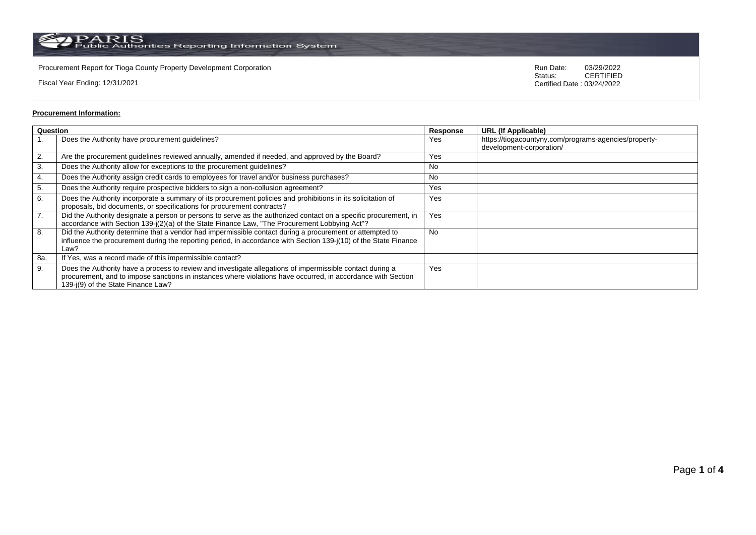Procurement Report for Tioga County Property Development Corporation

Fiscal Year Ending: 12/31/2021

Run Date: 03/29/2022
Status: CERTIFIED
Certified Date : 03/24/2022

**Procurement Information:**

| Question | | Response | URL (If Applicable) |
|---|---|---|---|
| 1. | Does the Authority have procurement guidelines? | Yes | https://tiogacountyny.com/programs-agencies/property-development-corporation/ |
| 2. | Are the procurement guidelines reviewed annually, amended if needed, and approved by the Board? | Yes | |
| 3. | Does the Authority allow for exceptions to the procurement guidelines? | No | |
| 4. | Does the Authority assign credit cards to employees for travel and/or business purchases? | No | |
| 5. | Does the Authority require prospective bidders to sign a non-collusion agreement? | Yes | |
| 6. | Does the Authority incorporate a summary of its procurement policies and prohibitions in its solicitation of proposals, bid documents, or specifications for procurement contracts? | Yes | |
| 7. | Did the Authority designate a person or persons to serve as the authorized contact on a specific procurement, in accordance with Section 139-j(2)(a) of the State Finance Law, "The Procurement Lobbying Act"? | Yes | |
| 8. | Did the Authority determine that a vendor had impermissible contact during a procurement or attempted to influence the procurement during the reporting period, in accordance with Section 139-j(10) of the State Finance Law? | No | |
| 8a. | If Yes, was a record made of this impermissible contact? | | |
| 9. | Does the Authority have a process to review and investigate allegations of impermissible contact during a procurement, and to impose sanctions in instances where violations have occurred, in accordance with Section 139-j(9) of the State Finance Law? | Yes | |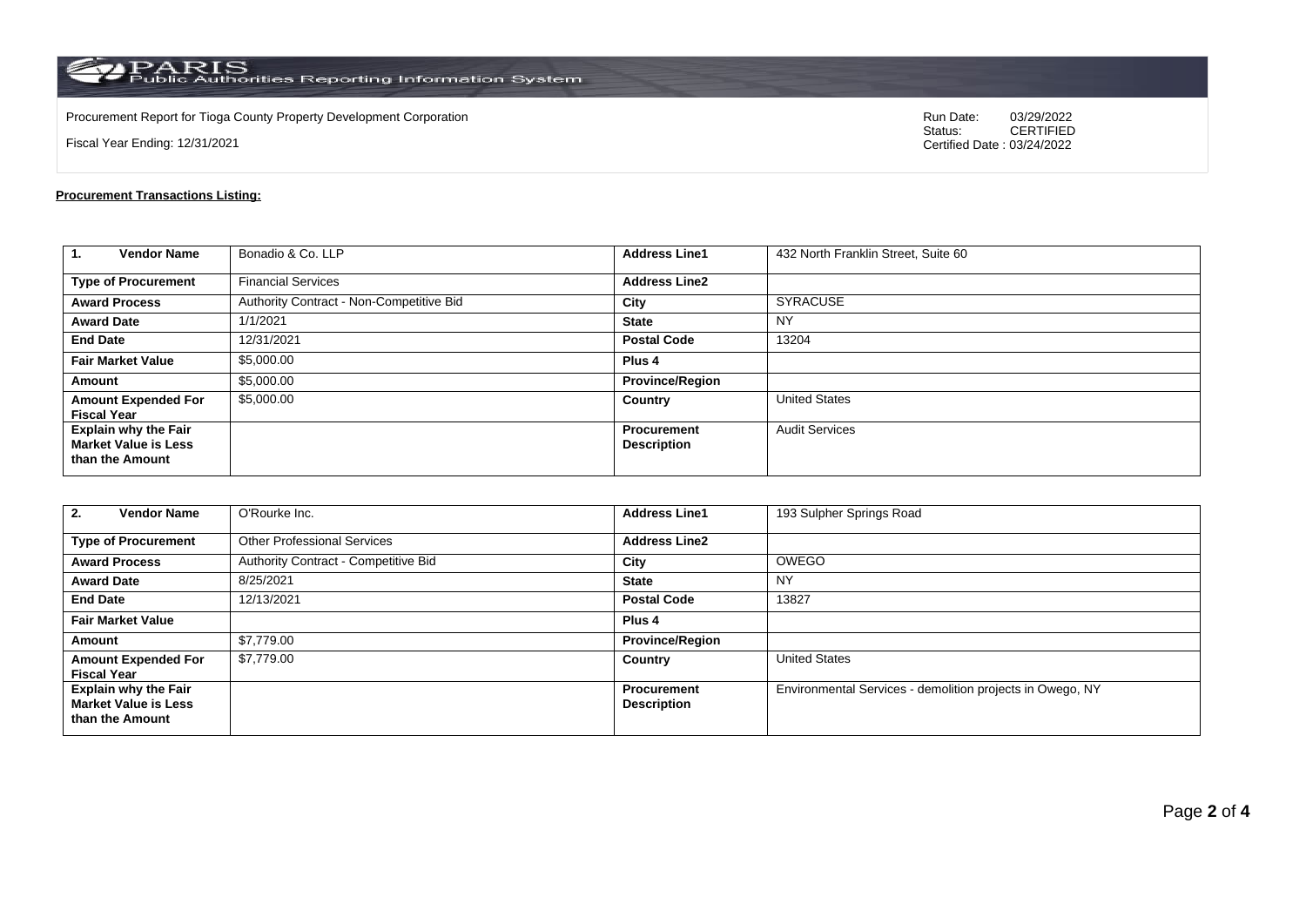PARIS Public Authorities Reporting Information System

Procurement Report for Tioga County Property Development Corporation

Fiscal Year Ending: 12/31/2021

Run Date: 03/29/2022
Status: CERTIFIED
Certified Date : 03/24/2022

**Procurement Transactions Listing:**

| 1. Vendor Name | Bonadio & Co. LLP | Address Line1 | 432 North Franklin Street, Suite 60 |
|---|---|---|---|
| Type of Procurement | Financial Services | Address Line2 | |
| Award Process | Authority Contract - Non-Competitive Bid | City | SYRACUSE |
| Award Date | 1/1/2021 | State | NY |
| End Date | 12/31/2021 | Postal Code | 13204 |
| Fair Market Value | $5,000.00 | Plus 4 | |
| Amount | $5,000.00 | Province/Region | |
| Amount Expended For Fiscal Year | $5,000.00 | Country | United States |
| Explain why the Fair Market Value is Less than the Amount | | Procurement Description | Audit Services |

| 2. Vendor Name | O'Rourke Inc. | Address Line1 | 193 Sulpher Springs Road |
|---|---|---|---|
| Type of Procurement | Other Professional Services | Address Line2 | |
| Award Process | Authority Contract - Competitive Bid | City | OWEGO |
| Award Date | 8/25/2021 | State | NY |
| End Date | 12/13/2021 | Postal Code | 13827 |
| Fair Market Value | | Plus 4 | |
| Amount | $7,779.00 | Province/Region | |
| Amount Expended For Fiscal Year | $7,779.00 | Country | United States |
| Explain why the Fair Market Value is Less than the Amount | | Procurement Description | Environmental Services - demolition projects in Owego, NY |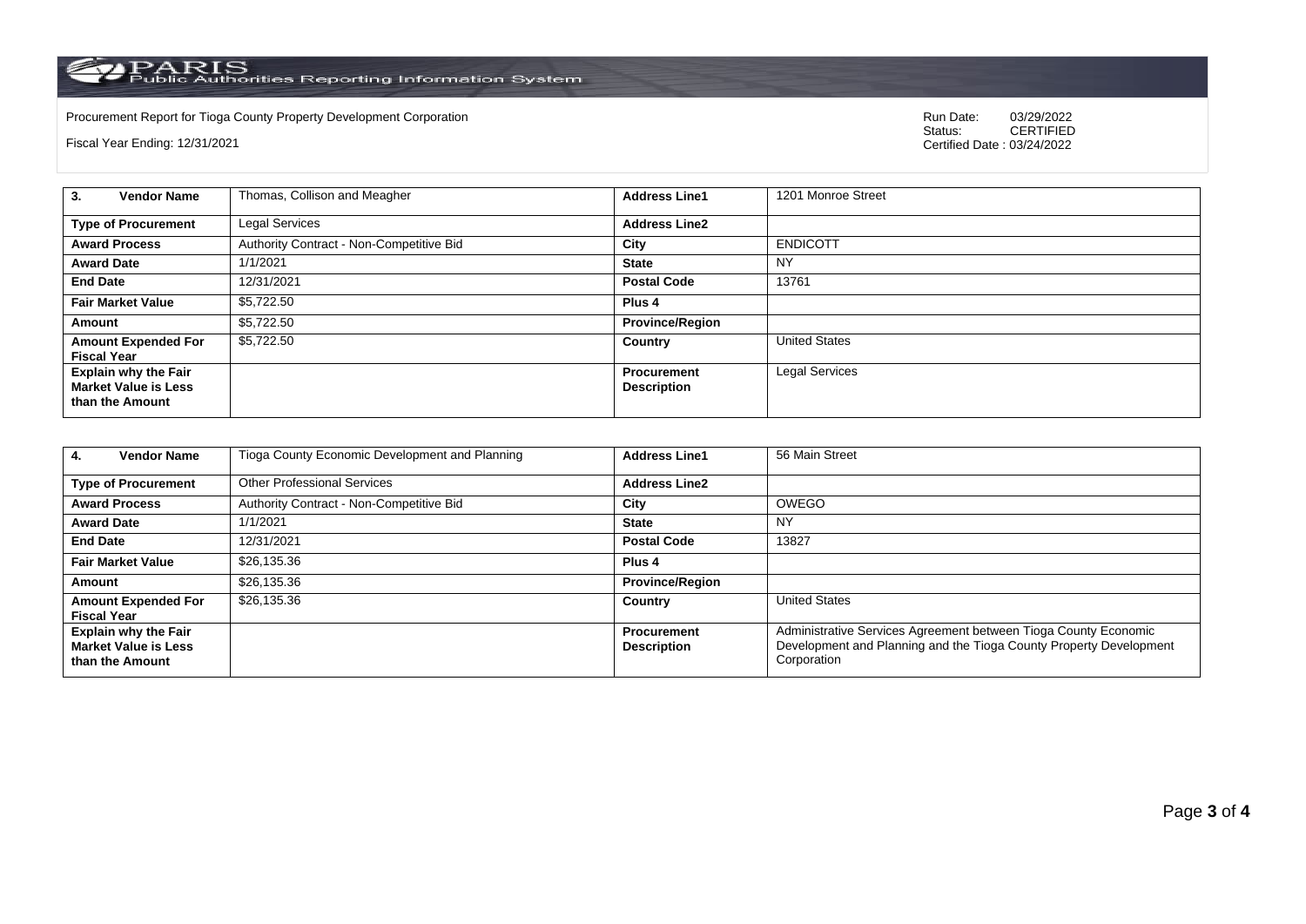Procurement Report for Tioga County Property Development Corporation

Fiscal Year Ending: 12/31/2021

Run Date: 03/29/2022
Status: CERTIFIED
Certified Date : 03/24/2022

| **3. Vendor Name** | Thomas, Collison and Meagher | **Address Line1** | 1201 Monroe Street |
|---|---|---|---|
| **Type of Procurement** | Legal Services | **Address Line2** | |
| **Award Process** | Authority Contract - Non-Competitive Bid | **City** | ENDICOTT |
| **Award Date** | 1/1/2021 | **State** | NY |
| **End Date** | 12/31/2021 | **Postal Code** | 13761 |
| **Fair Market Value** | $5,722.50 | **Plus 4** | |
| **Amount** | $5,722.50 | **Province/Region** | |
| **Amount Expended For Fiscal Year** | $5,722.50 | **Country** | United States |
| **Explain why the Fair Market Value is Less than the Amount** | | **Procurement Description** | Legal Services |

| **4. Vendor Name** | Tioga County Economic Development and Planning | **Address Line1** | 56 Main Street |
|---|---|---|---|
| **Type of Procurement** | Other Professional Services | **Address Line2** | |
| **Award Process** | Authority Contract - Non-Competitive Bid | **City** | OWEGO |
| **Award Date** | 1/1/2021 | **State** | NY |
| **End Date** | 12/31/2021 | **Postal Code** | 13827 |
| **Fair Market Value** | $26,135.36 | **Plus 4** | |
| **Amount** | $26,135.36 | **Province/Region** | |
| **Amount Expended For Fiscal Year** | $26,135.36 | **Country** | United States |
| **Explain why the Fair Market Value is Less than the Amount** | | **Procurement Description** | Administrative Services Agreement between Tioga County Economic Development and Planning and the Tioga County Property Development Corporation |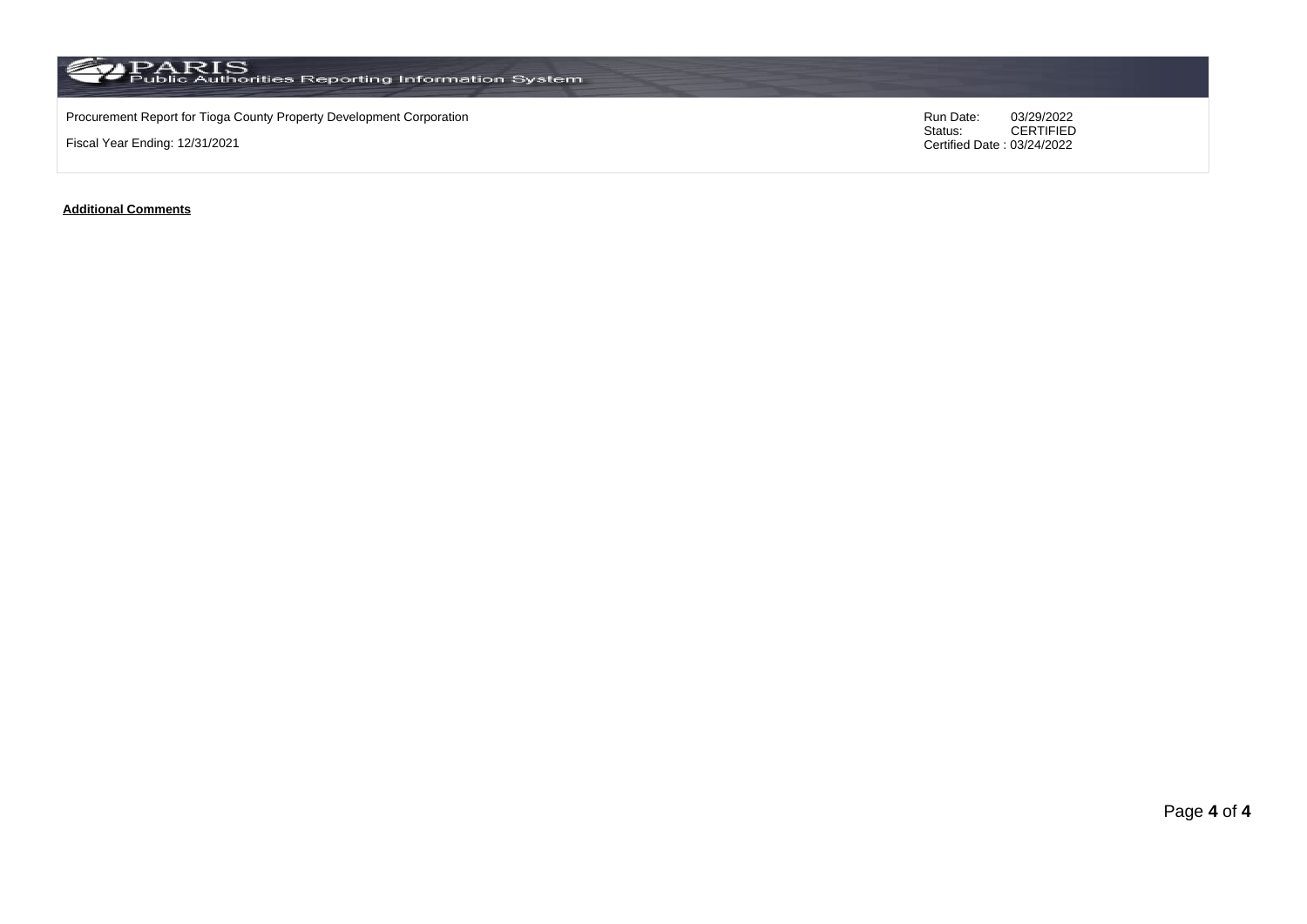Procurement Report for Tioga County Property Development Corporation

Fiscal Year Ending: 12/31/2021

Run Date: 03/29/2022
Status: CERTIFIED
Certified Date : 03/24/2022

**Additional Comments**